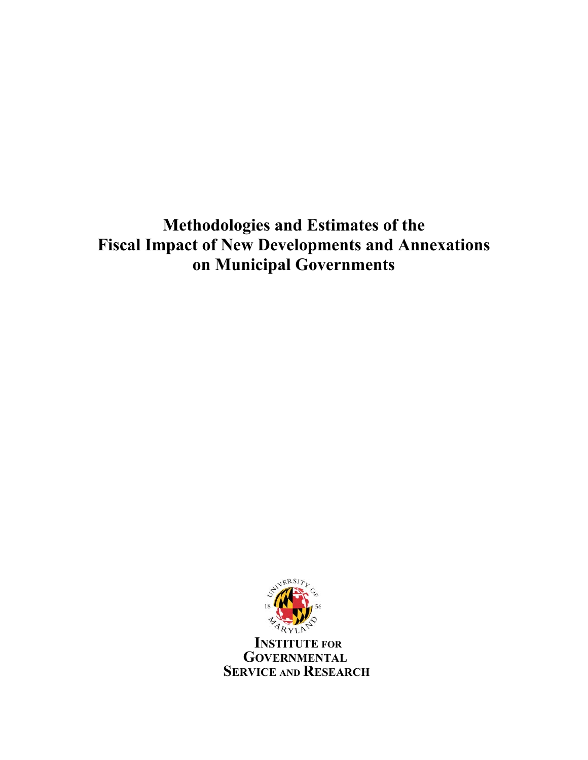# Methodologies and Estimates of the Fiscal Impact of New Developments and Annexations on Municipal Governments

INSTITUTE FOR GOVERNMENTAL SERVICE AND RESEARCH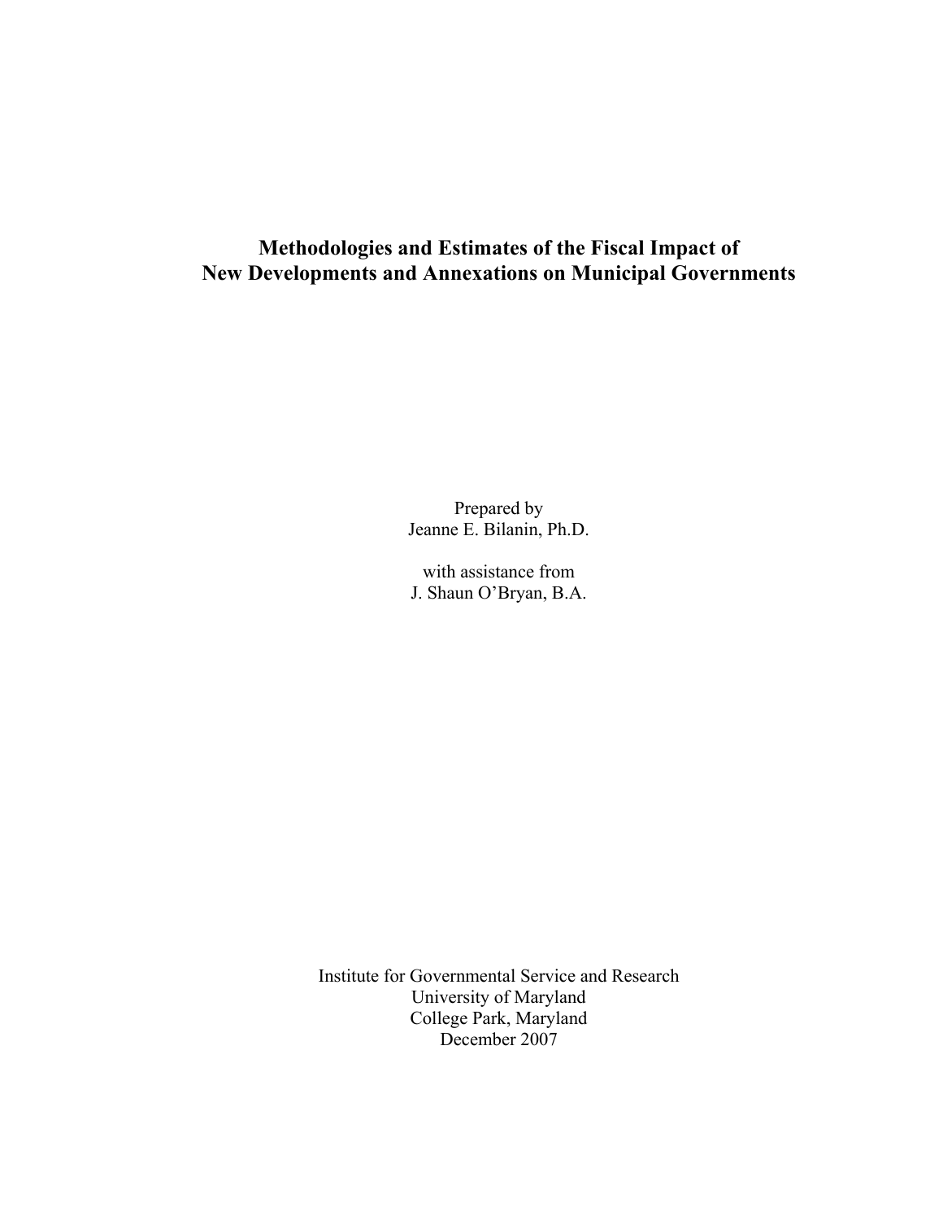# Methodologies and Estimates of the Fiscal Impact of New Developments and Annexations on Municipal Governments

Prepared by
Jeanne E. Bilanin, Ph.D.

with assistance from
J. Shaun O'Bryan, B.A.

Institute for Governmental Service and Research
University of Maryland
College Park, Maryland
December 2007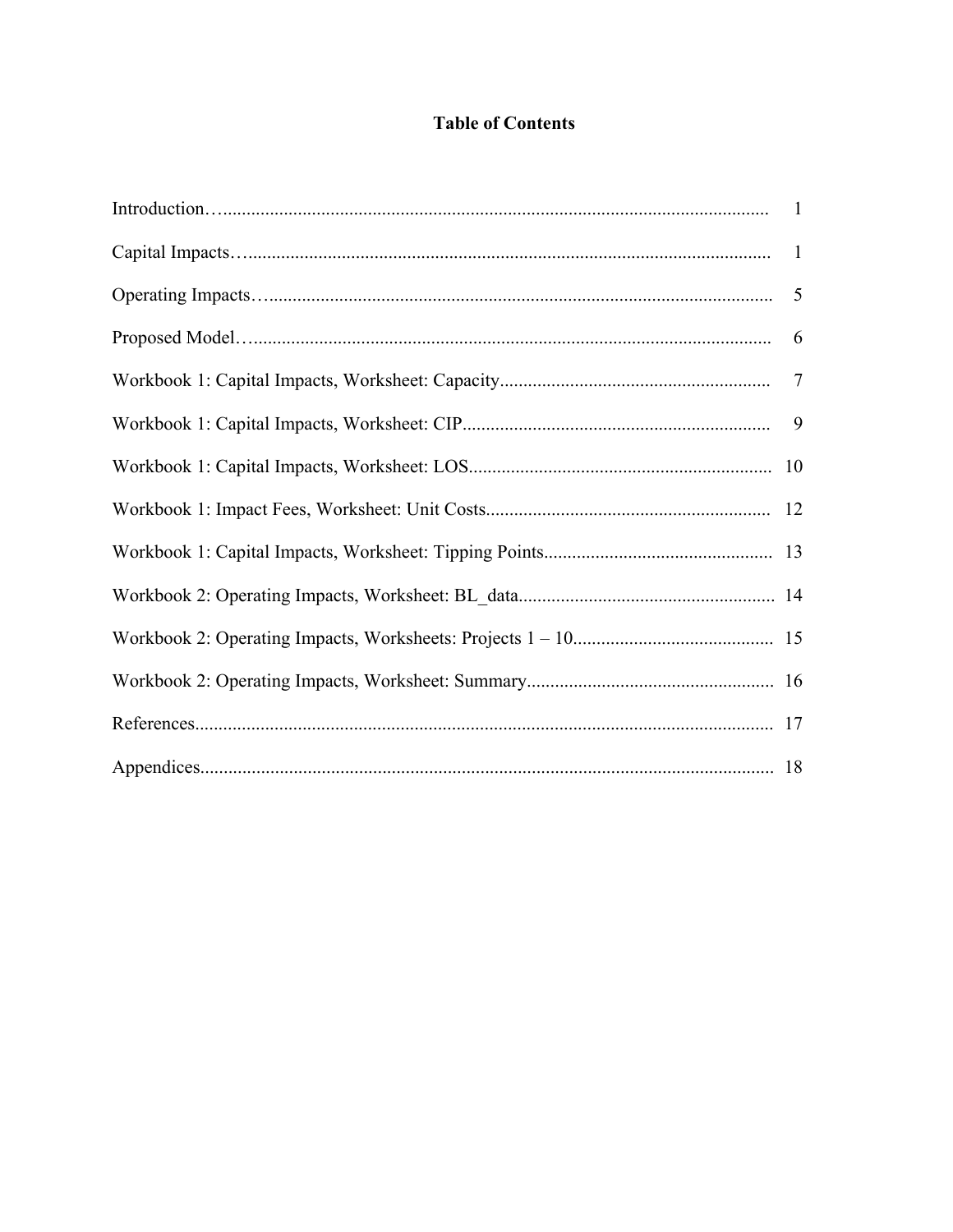# Table of Contents

| | |
|---|---|
| Introduction…................................................................................................................... | 1 |
| Capital Impacts…................................................................................................................ | 1 |
| Operating Impacts…............................................................................................................ | 5 |
| Proposed Model….............................................................................................................. | 6 |
| Workbook 1: Capital Impacts, Worksheet: Capacity.......................................................... | 7 |
| Workbook 1: Capital Impacts, Worksheet: CIP.................................................................. | 9 |
| Workbook 1: Capital Impacts, Worksheet: LOS................................................................. | 10 |
| Workbook 1: Impact Fees, Worksheet: Unit Costs............................................................. | 12 |
| Workbook 1: Capital Impacts, Worksheet: Tipping Points................................................. | 13 |
| Workbook 2: Operating Impacts, Worksheet: BL_data....................................................... | 14 |
| Workbook 2: Operating Impacts, Worksheets: Projects 1 – 10........................................... | 15 |
| Workbook 2: Operating Impacts, Worksheet: Summary..................................................... | 16 |
| References........................................................................................................................... | 17 |
| Appendices.......................................................................................................................... | 18 |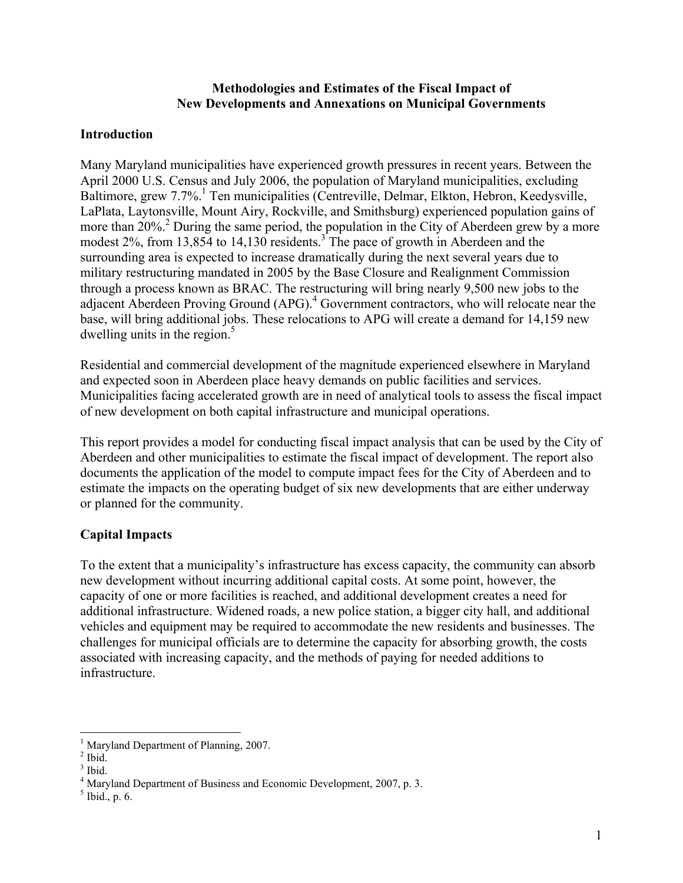**Methodologies and Estimates of the Fiscal Impact of New Developments and Annexations on Municipal Governments**

## Introduction

Many Maryland municipalities have experienced growth pressures in recent years. Between the April 2000 U.S. Census and July 2006, the population of Maryland municipalities, excluding Baltimore, grew 7.7%.[1] Ten municipalities (Centreville, Delmar, Elkton, Hebron, Keedysville, LaPlata, Laytonsville, Mount Airy, Rockville, and Smithsburg) experienced population gains of more than 20%.[2] During the same period, the population in the City of Aberdeen grew by a more modest 2%, from 13,854 to 14,130 residents.[3] The pace of growth in Aberdeen and the surrounding area is expected to increase dramatically during the next several years due to military restructuring mandated in 2005 by the Base Closure and Realignment Commission through a process known as BRAC. The restructuring will bring nearly 9,500 new jobs to the adjacent Aberdeen Proving Ground (APG).[4] Government contractors, who will relocate near the base, will bring additional jobs. These relocations to APG will create a demand for 14,159 new dwelling units in the region.[5]

Residential and commercial development of the magnitude experienced elsewhere in Maryland and expected soon in Aberdeen place heavy demands on public facilities and services. Municipalities facing accelerated growth are in need of analytical tools to assess the fiscal impact of new development on both capital infrastructure and municipal operations.

This report provides a model for conducting fiscal impact analysis that can be used by the City of Aberdeen and other municipalities to estimate the fiscal impact of development. The report also documents the application of the model to compute impact fees for the City of Aberdeen and to estimate the impacts on the operating budget of six new developments that are either underway or planned for the community.

## Capital Impacts

To the extent that a municipality's infrastructure has excess capacity, the community can absorb new development without incurring additional capital costs. At some point, however, the capacity of one or more facilities is reached, and additional development creates a need for additional infrastructure. Widened roads, a new police station, a bigger city hall, and additional vehicles and equipment may be required to accommodate the new residents and businesses. The challenges for municipal officials are to determine the capacity for absorbing growth, the costs associated with increasing capacity, and the methods of paying for needed additions to infrastructure.

---

[1] Maryland Department of Planning, 2007.
[2] Ibid.
[3] Ibid.
[4] Maryland Department of Business and Economic Development, 2007, p. 3.
[5] Ibid., p. 6.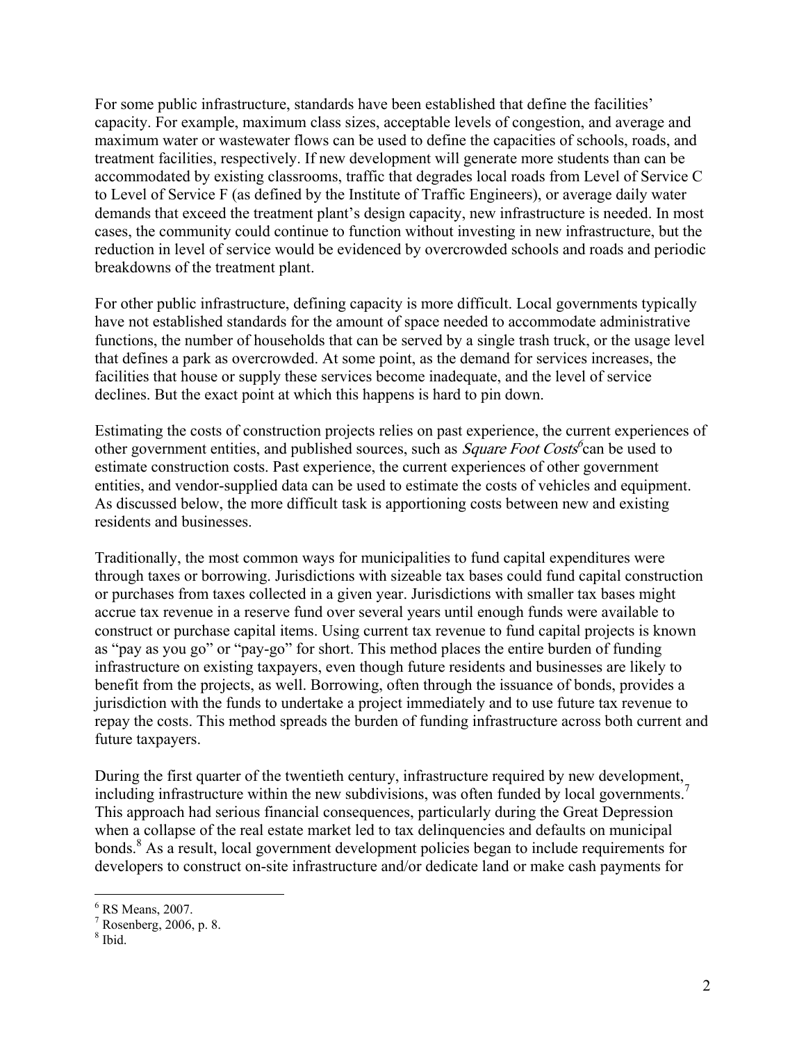For some public infrastructure, standards have been established that define the facilities' capacity. For example, maximum class sizes, acceptable levels of congestion, and average and maximum water or wastewater flows can be used to define the capacities of schools, roads, and treatment facilities, respectively. If new development will generate more students than can be accommodated by existing classrooms, traffic that degrades local roads from Level of Service C to Level of Service F (as defined by the Institute of Traffic Engineers), or average daily water demands that exceed the treatment plant's design capacity, new infrastructure is needed. In most cases, the community could continue to function without investing in new infrastructure, but the reduction in level of service would be evidenced by overcrowded schools and roads and periodic breakdowns of the treatment plant.

For other public infrastructure, defining capacity is more difficult. Local governments typically have not established standards for the amount of space needed to accommodate administrative functions, the number of households that can be served by a single trash truck, or the usage level that defines a park as overcrowded. At some point, as the demand for services increases, the facilities that house or supply these services become inadequate, and the level of service declines. But the exact point at which this happens is hard to pin down.

Estimating the costs of construction projects relies on past experience, the current experiences of other government entities, and published sources, such as *Square Foot Costs*[6] can be used to estimate construction costs. Past experience, the current experiences of other government entities, and vendor-supplied data can be used to estimate the costs of vehicles and equipment. As discussed below, the more difficult task is apportioning costs between new and existing residents and businesses.

Traditionally, the most common ways for municipalities to fund capital expenditures were through taxes or borrowing. Jurisdictions with sizeable tax bases could fund capital construction or purchases from taxes collected in a given year. Jurisdictions with smaller tax bases might accrue tax revenue in a reserve fund over several years until enough funds were available to construct or purchase capital items. Using current tax revenue to fund capital projects is known as "pay as you go" or "pay-go" for short. This method places the entire burden of funding infrastructure on existing taxpayers, even though future residents and businesses are likely to benefit from the projects, as well. Borrowing, often through the issuance of bonds, provides a jurisdiction with the funds to undertake a project immediately and to use future tax revenue to repay the costs. This method spreads the burden of funding infrastructure across both current and future taxpayers.

During the first quarter of the twentieth century, infrastructure required by new development, including infrastructure within the new subdivisions, was often funded by local governments.[7] This approach had serious financial consequences, particularly during the Great Depression when a collapse of the real estate market led to tax delinquencies and defaults on municipal bonds.[8] As a result, local government development policies began to include requirements for developers to construct on-site infrastructure and/or dedicate land or make cash payments for

---

[6] RS Means, 2007.

[7] Rosenberg, 2006, p. 8.

[8] Ibid.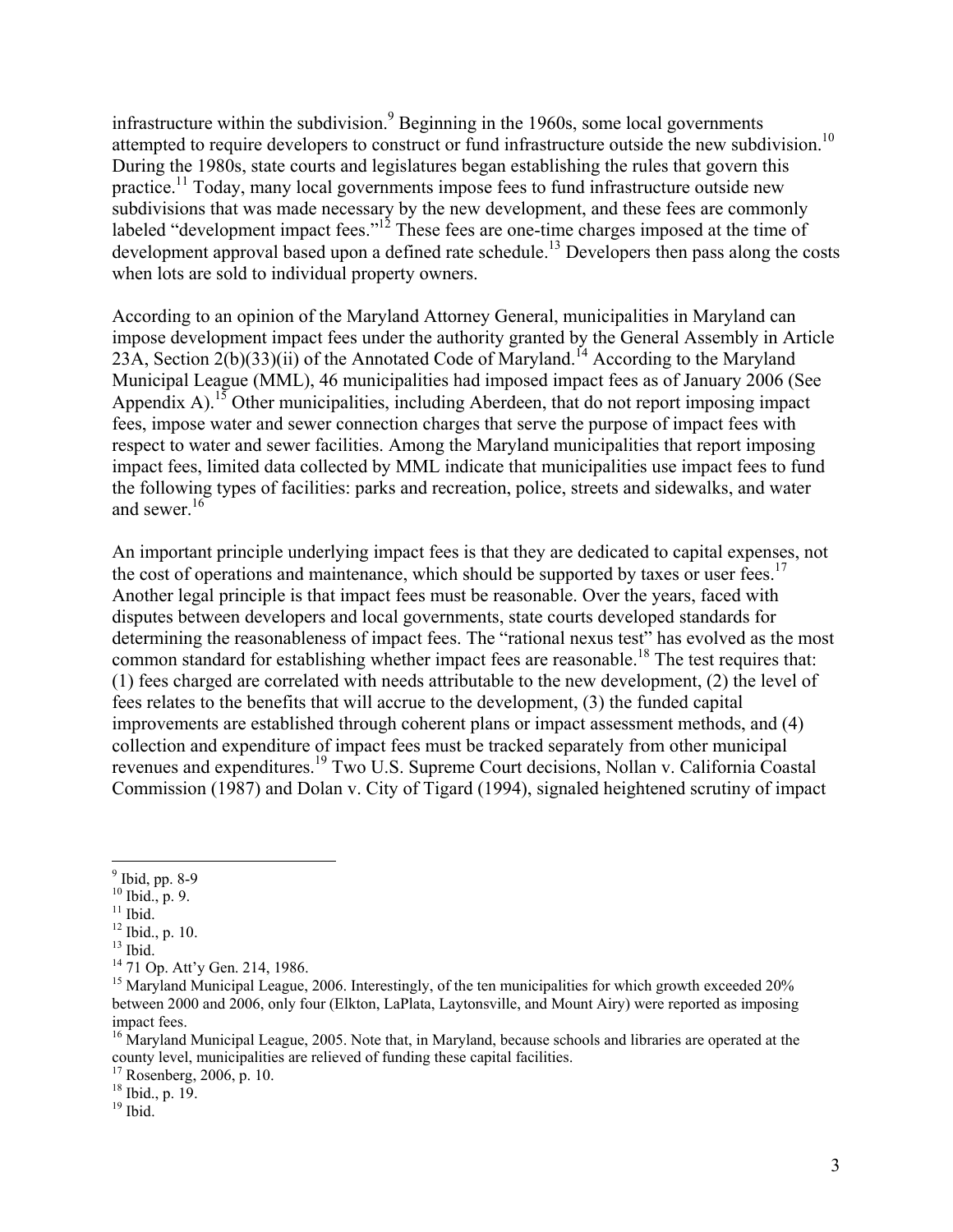infrastructure within the subdivision.[9] Beginning in the 1960s, some local governments attempted to require developers to construct or fund infrastructure outside the new subdivision.[10] During the 1980s, state courts and legislatures began establishing the rules that govern this practice.[11] Today, many local governments impose fees to fund infrastructure outside new subdivisions that was made necessary by the new development, and these fees are commonly labeled "development impact fees."[12] These fees are one-time charges imposed at the time of development approval based upon a defined rate schedule.[13] Developers then pass along the costs when lots are sold to individual property owners.

According to an opinion of the Maryland Attorney General, municipalities in Maryland can impose development impact fees under the authority granted by the General Assembly in Article 23A, Section 2(b)(33)(ii) of the Annotated Code of Maryland.[14] According to the Maryland Municipal League (MML), 46 municipalities had imposed impact fees as of January 2006 (See Appendix A).[15] Other municipalities, including Aberdeen, that do not report imposing impact fees, impose water and sewer connection charges that serve the purpose of impact fees with respect to water and sewer facilities. Among the Maryland municipalities that report imposing impact fees, limited data collected by MML indicate that municipalities use impact fees to fund the following types of facilities: parks and recreation, police, streets and sidewalks, and water and sewer.[16]

An important principle underlying impact fees is that they are dedicated to capital expenses, not the cost of operations and maintenance, which should be supported by taxes or user fees.[17] Another legal principle is that impact fees must be reasonable. Over the years, faced with disputes between developers and local governments, state courts developed standards for determining the reasonableness of impact fees. The "rational nexus test" has evolved as the most common standard for establishing whether impact fees are reasonable.[18] The test requires that: (1) fees charged are correlated with needs attributable to the new development, (2) the level of fees relates to the benefits that will accrue to the development, (3) the funded capital improvements are established through coherent plans or impact assessment methods, and (4) collection and expenditure of impact fees must be tracked separately from other municipal revenues and expenditures.[19] Two U.S. Supreme Court decisions, Nollan v. California Coastal Commission (1987) and Dolan v. City of Tigard (1994), signaled heightened scrutiny of impact

---

[9] Ibid, pp. 8-9

[10] Ibid., p. 9.

[11] Ibid.

[12] Ibid., p. 10.

[13] Ibid.

[14] 71 Op. Att'y Gen. 214, 1986.

[15] Maryland Municipal League, 2006. Interestingly, of the ten municipalities for which growth exceeded 20% between 2000 and 2006, only four (Elkton, LaPlata, Laytonsville, and Mount Airy) were reported as imposing impact fees.

[16] Maryland Municipal League, 2005. Note that, in Maryland, because schools and libraries are operated at the county level, municipalities are relieved of funding these capital facilities.

[17] Rosenberg, 2006, p. 10.

[18] Ibid., p. 19.

[19] Ibid.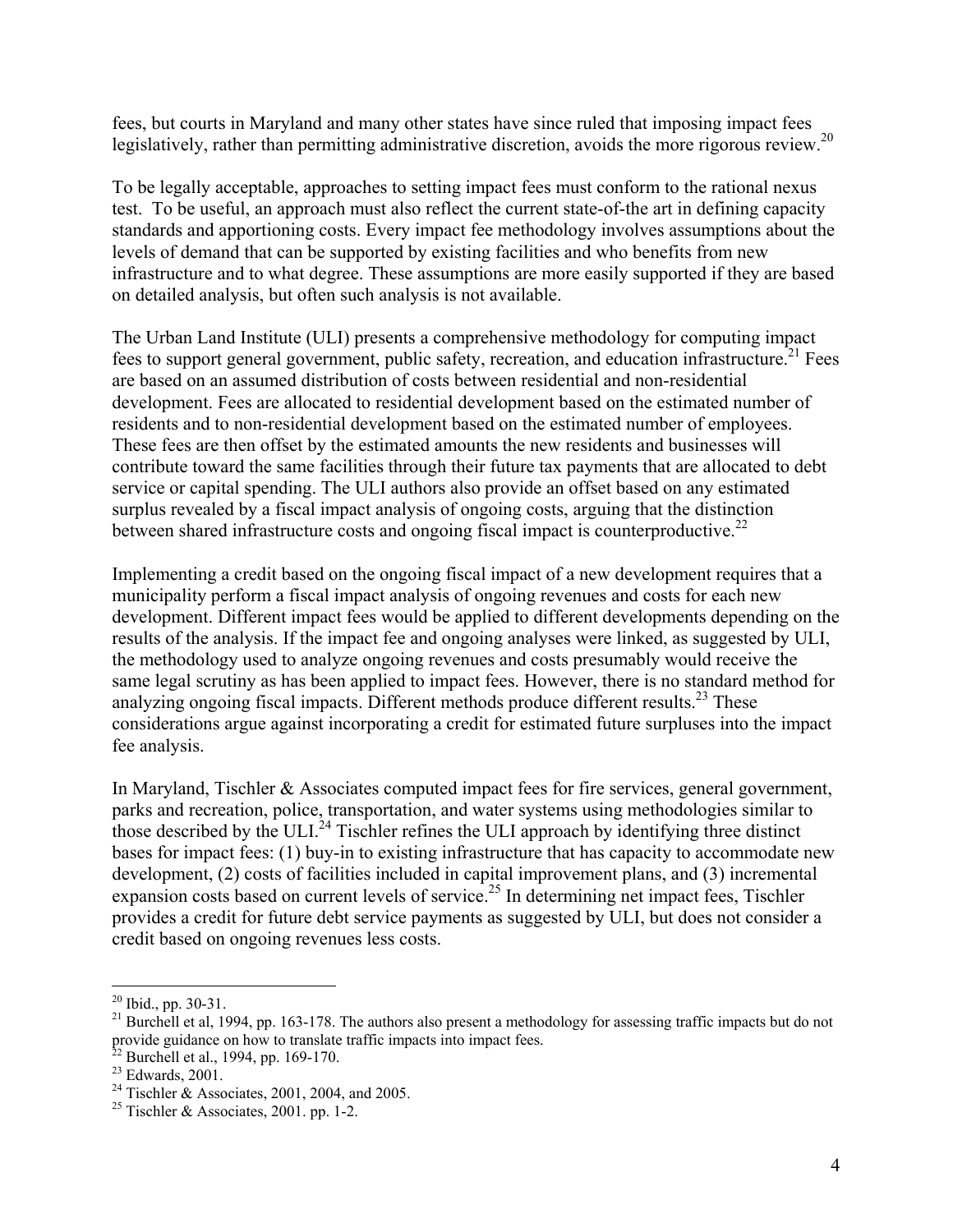fees, but courts in Maryland and many other states have since ruled that imposing impact fees legislatively, rather than permitting administrative discretion, avoids the more rigorous review.[20]

To be legally acceptable, approaches to setting impact fees must conform to the rational nexus test. To be useful, an approach must also reflect the current state-of-the art in defining capacity standards and apportioning costs. Every impact fee methodology involves assumptions about the levels of demand that can be supported by existing facilities and who benefits from new infrastructure and to what degree. These assumptions are more easily supported if they are based on detailed analysis, but often such analysis is not available.

The Urban Land Institute (ULI) presents a comprehensive methodology for computing impact fees to support general government, public safety, recreation, and education infrastructure.[21] Fees are based on an assumed distribution of costs between residential and non-residential development. Fees are allocated to residential development based on the estimated number of residents and to non-residential development based on the estimated number of employees. These fees are then offset by the estimated amounts the new residents and businesses will contribute toward the same facilities through their future tax payments that are allocated to debt service or capital spending. The ULI authors also provide an offset based on any estimated surplus revealed by a fiscal impact analysis of ongoing costs, arguing that the distinction between shared infrastructure costs and ongoing fiscal impact is counterproductive.[22]

Implementing a credit based on the ongoing fiscal impact of a new development requires that a municipality perform a fiscal impact analysis of ongoing revenues and costs for each new development. Different impact fees would be applied to different developments depending on the results of the analysis. If the impact fee and ongoing analyses were linked, as suggested by ULI, the methodology used to analyze ongoing revenues and costs presumably would receive the same legal scrutiny as has been applied to impact fees. However, there is no standard method for analyzing ongoing fiscal impacts. Different methods produce different results.[23] These considerations argue against incorporating a credit for estimated future surpluses into the impact fee analysis.

In Maryland, Tischler & Associates computed impact fees for fire services, general government, parks and recreation, police, transportation, and water systems using methodologies similar to those described by the ULI.[24] Tischler refines the ULI approach by identifying three distinct bases for impact fees: (1) buy-in to existing infrastructure that has capacity to accommodate new development, (2) costs of facilities included in capital improvement plans, and (3) incremental expansion costs based on current levels of service.[25] In determining net impact fees, Tischler provides a credit for future debt service payments as suggested by ULI, but does not consider a credit based on ongoing revenues less costs.

[20] Ibid., pp. 30-31.
[21] Burchell et al, 1994, pp. 163-178. The authors also present a methodology for assessing traffic impacts but do not provide guidance on how to translate traffic impacts into impact fees.
[22] Burchell et al., 1994, pp. 169-170.
[23] Edwards, 2001.
[24] Tischler & Associates, 2001, 2004, and 2005.
[25] Tischler & Associates, 2001. pp. 1-2.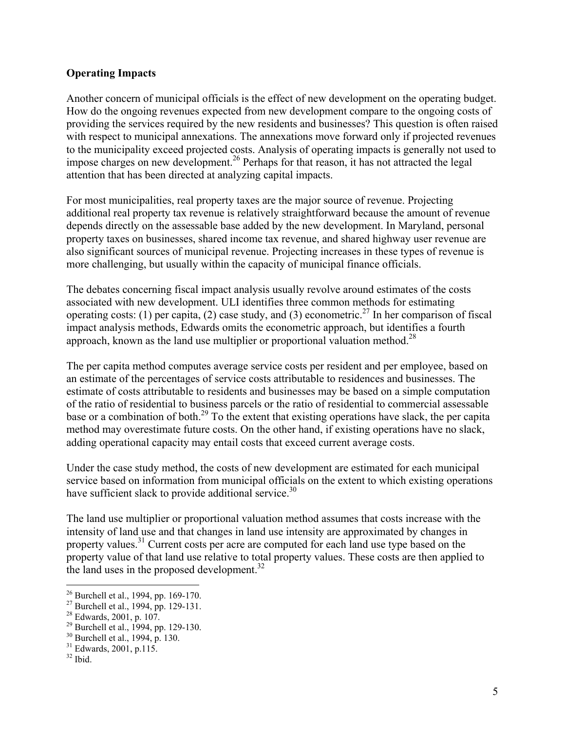**Operating Impacts**

Another concern of municipal officials is the effect of new development on the operating budget. How do the ongoing revenues expected from new development compare to the ongoing costs of providing the services required by the new residents and businesses? This question is often raised with respect to municipal annexations. The annexations move forward only if projected revenues to the municipality exceed projected costs. Analysis of operating impacts is generally not used to impose charges on new development.[26] Perhaps for that reason, it has not attracted the legal attention that has been directed at analyzing capital impacts.

For most municipalities, real property taxes are the major source of revenue. Projecting additional real property tax revenue is relatively straightforward because the amount of revenue depends directly on the assessable base added by the new development. In Maryland, personal property taxes on businesses, shared income tax revenue, and shared highway user revenue are also significant sources of municipal revenue. Projecting increases in these types of revenue is more challenging, but usually within the capacity of municipal finance officials.

The debates concerning fiscal impact analysis usually revolve around estimates of the costs associated with new development. ULI identifies three common methods for estimating operating costs: (1) per capita, (2) case study, and (3) econometric.[27] In her comparison of fiscal impact analysis methods, Edwards omits the econometric approach, but identifies a fourth approach, known as the land use multiplier or proportional valuation method.[28]

The per capita method computes average service costs per resident and per employee, based on an estimate of the percentages of service costs attributable to residences and businesses. The estimate of costs attributable to residents and businesses may be based on a simple computation of the ratio of residential to business parcels or the ratio of residential to commercial assessable base or a combination of both.[29] To the extent that existing operations have slack, the per capita method may overestimate future costs. On the other hand, if existing operations have no slack, adding operational capacity may entail costs that exceed current average costs.

Under the case study method, the costs of new development are estimated for each municipal service based on information from municipal officials on the extent to which existing operations have sufficient slack to provide additional service.[30]

The land use multiplier or proportional valuation method assumes that costs increase with the intensity of land use and that changes in land use intensity are approximated by changes in property values.[31] Current costs per acre are computed for each land use type based on the property value of that land use relative to total property values. These costs are then applied to the land uses in the proposed development.[32]

---

[26] Burchell et al., 1994, pp. 169-170.
[27] Burchell et al., 1994, pp. 129-131.
[28] Edwards, 2001, p. 107.
[29] Burchell et al., 1994, pp. 129-130.
[30] Burchell et al., 1994, p. 130.
[31] Edwards, 2001, p.115.
[32] Ibid.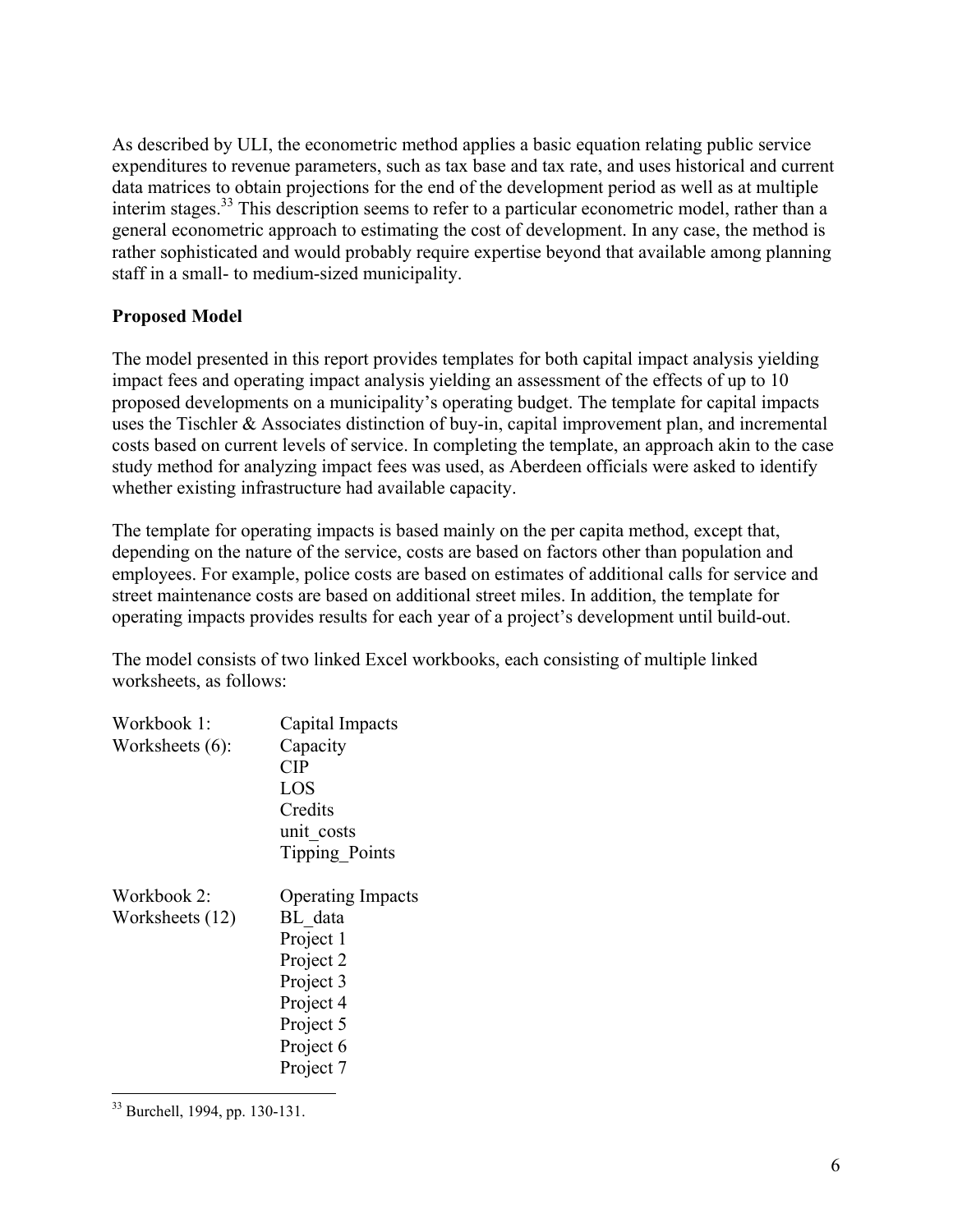As described by ULI, the econometric method applies a basic equation relating public service expenditures to revenue parameters, such as tax base and tax rate, and uses historical and current data matrices to obtain projections for the end of the development period as well as at multiple interim stages.[33] This description seems to refer to a particular econometric model, rather than a general econometric approach to estimating the cost of development. In any case, the method is rather sophisticated and would probably require expertise beyond that available among planning staff in a small- to medium-sized municipality.

**Proposed Model**

The model presented in this report provides templates for both capital impact analysis yielding impact fees and operating impact analysis yielding an assessment of the effects of up to 10 proposed developments on a municipality's operating budget. The template for capital impacts uses the Tischler & Associates distinction of buy-in, capital improvement plan, and incremental costs based on current levels of service. In completing the template, an approach akin to the case study method for analyzing impact fees was used, as Aberdeen officials were asked to identify whether existing infrastructure had available capacity.

The template for operating impacts is based mainly on the per capita method, except that, depending on the nature of the service, costs are based on factors other than population and employees. For example, police costs are based on estimates of additional calls for service and street maintenance costs are based on additional street miles. In addition, the template for operating impacts provides results for each year of a project's development until build-out.

The model consists of two linked Excel workbooks, each consisting of multiple linked worksheets, as follows:

| | |
|---|---|
| Workbook 1: | Capital Impacts |
| Worksheets (6): | Capacity |
| | CIP |
| | LOS |
| | Credits |
| | unit_costs |
| | Tipping_Points |
| | |
| Workbook 2: | Operating Impacts |
| Worksheets (12) | BL_data |
| | Project 1 |
| | Project 2 |
| | Project 3 |
| | Project 4 |
| | Project 5 |
| | Project 6 |
| | Project 7 |

[33] Burchell, 1994, pp. 130-131.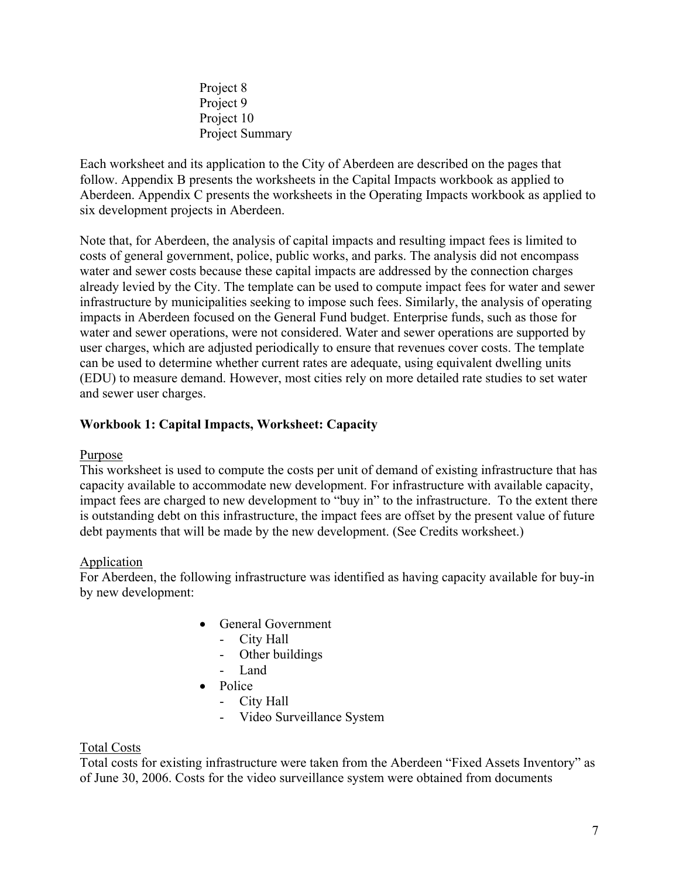Project 8
Project 9
Project 10
Project Summary

Each worksheet and its application to the City of Aberdeen are described on the pages that follow. Appendix B presents the worksheets in the Capital Impacts workbook as applied to Aberdeen. Appendix C presents the worksheets in the Operating Impacts workbook as applied to six development projects in Aberdeen.

Note that, for Aberdeen, the analysis of capital impacts and resulting impact fees is limited to costs of general government, police, public works, and parks. The analysis did not encompass water and sewer costs because these capital impacts are addressed by the connection charges already levied by the City. The template can be used to compute impact fees for water and sewer infrastructure by municipalities seeking to impose such fees. Similarly, the analysis of operating impacts in Aberdeen focused on the General Fund budget. Enterprise funds, such as those for water and sewer operations, were not considered. Water and sewer operations are supported by user charges, which are adjusted periodically to ensure that revenues cover costs. The template can be used to determine whether current rates are adequate, using equivalent dwelling units (EDU) to measure demand. However, most cities rely on more detailed rate studies to set water and sewer user charges.

**Workbook 1: Capital Impacts, Worksheet: Capacity**

Purpose

This worksheet is used to compute the costs per unit of demand of existing infrastructure that has capacity available to accommodate new development. For infrastructure with available capacity, impact fees are charged to new development to "buy in" to the infrastructure. To the extent there is outstanding debt on this infrastructure, the impact fees are offset by the present value of future debt payments that will be made by the new development. (See Credits worksheet.)

Application

For Aberdeen, the following infrastructure was identified as having capacity available for buy-in by new development:

- General Government
  - City Hall
  - Other buildings
  - Land
- Police
  - City Hall
  - Video Surveillance System

Total Costs

Total costs for existing infrastructure were taken from the Aberdeen "Fixed Assets Inventory" as of June 30, 2006. Costs for the video surveillance system were obtained from documents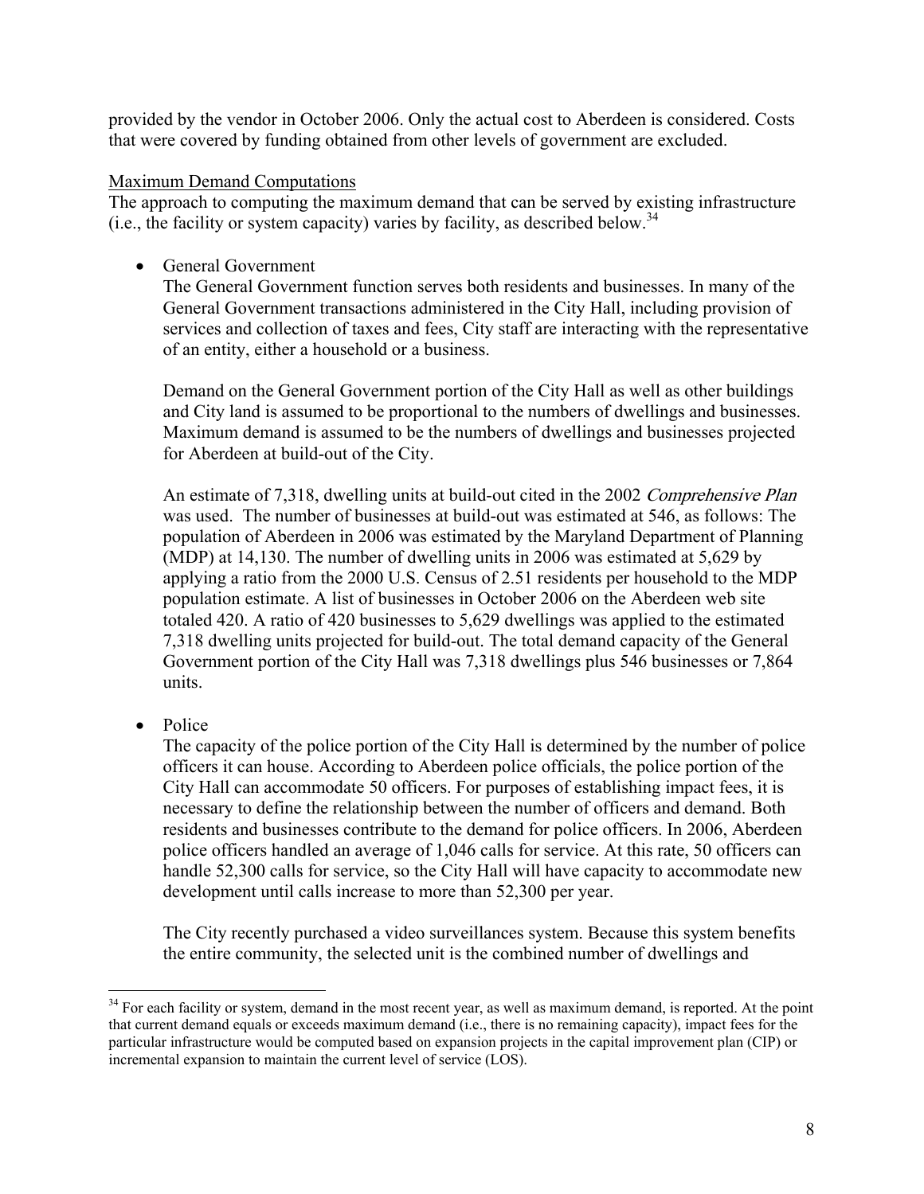provided by the vendor in October 2006. Only the actual cost to Aberdeen is considered. Costs that were covered by funding obtained from other levels of government are excluded.

Maximum Demand Computations

The approach to computing the maximum demand that can be served by existing infrastructure (i.e., the facility or system capacity) varies by facility, as described below.[34]

- General Government

  The General Government function serves both residents and businesses. In many of the General Government transactions administered in the City Hall, including provision of services and collection of taxes and fees, City staff are interacting with the representative of an entity, either a household or a business.

  Demand on the General Government portion of the City Hall as well as other buildings and City land is assumed to be proportional to the numbers of dwellings and businesses. Maximum demand is assumed to be the numbers of dwellings and businesses projected for Aberdeen at build-out of the City.

  An estimate of 7,318, dwelling units at build-out cited in the 2002 *Comprehensive Plan* was used. The number of businesses at build-out was estimated at 546, as follows: The population of Aberdeen in 2006 was estimated by the Maryland Department of Planning (MDP) at 14,130. The number of dwelling units in 2006 was estimated at 5,629 by applying a ratio from the 2000 U.S. Census of 2.51 residents per household to the MDP population estimate. A list of businesses in October 2006 on the Aberdeen web site totaled 420. A ratio of 420 businesses to 5,629 dwellings was applied to the estimated 7,318 dwelling units projected for build-out. The total demand capacity of the General Government portion of the City Hall was 7,318 dwellings plus 546 businesses or 7,864 units.

- Police

  The capacity of the police portion of the City Hall is determined by the number of police officers it can house. According to Aberdeen police officials, the police portion of the City Hall can accommodate 50 officers. For purposes of establishing impact fees, it is necessary to define the relationship between the number of officers and demand. Both residents and businesses contribute to the demand for police officers. In 2006, Aberdeen police officers handled an average of 1,046 calls for service. At this rate, 50 officers can handle 52,300 calls for service, so the City Hall will have capacity to accommodate new development until calls increase to more than 52,300 per year.

  The City recently purchased a video surveillances system. Because this system benefits the entire community, the selected unit is the combined number of dwellings and

[34] For each facility or system, demand in the most recent year, as well as maximum demand, is reported. At the point that current demand equals or exceeds maximum demand (i.e., there is no remaining capacity), impact fees for the particular infrastructure would be computed based on expansion projects in the capital improvement plan (CIP) or incremental expansion to maintain the current level of service (LOS).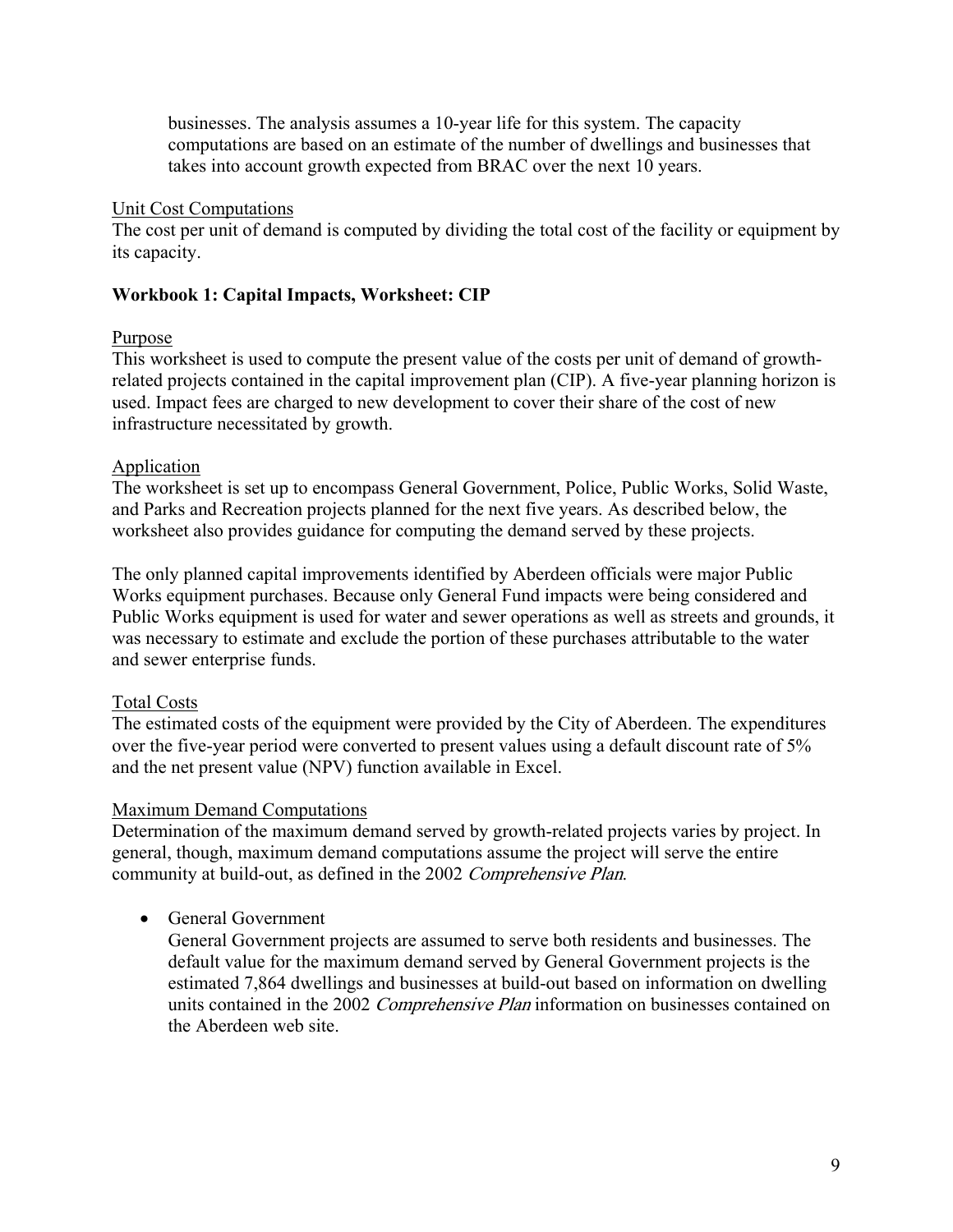businesses. The analysis assumes a 10-year life for this system. The capacity computations are based on an estimate of the number of dwellings and businesses that takes into account growth expected from BRAC over the next 10 years.

Unit Cost Computations

The cost per unit of demand is computed by dividing the total cost of the facility or equipment by its capacity.

**Workbook 1: Capital Impacts, Worksheet: CIP**

Purpose

This worksheet is used to compute the present value of the costs per unit of demand of growth-related projects contained in the capital improvement plan (CIP). A five-year planning horizon is used. Impact fees are charged to new development to cover their share of the cost of new infrastructure necessitated by growth.

Application

The worksheet is set up to encompass General Government, Police, Public Works, Solid Waste, and Parks and Recreation projects planned for the next five years. As described below, the worksheet also provides guidance for computing the demand served by these projects.

The only planned capital improvements identified by Aberdeen officials were major Public Works equipment purchases. Because only General Fund impacts were being considered and Public Works equipment is used for water and sewer operations as well as streets and grounds, it was necessary to estimate and exclude the portion of these purchases attributable to the water and sewer enterprise funds.

Total Costs

The estimated costs of the equipment were provided by the City of Aberdeen. The expenditures over the five-year period were converted to present values using a default discount rate of 5% and the net present value (NPV) function available in Excel.

Maximum Demand Computations

Determination of the maximum demand served by growth-related projects varies by project. In general, though, maximum demand computations assume the project will serve the entire community at build-out, as defined in the 2002 *Comprehensive Plan*.

- General Government

  General Government projects are assumed to serve both residents and businesses. The default value for the maximum demand served by General Government projects is the estimated 7,864 dwellings and businesses at build-out based on information on dwelling units contained in the 2002 *Comprehensive Plan* information on businesses contained on the Aberdeen web site.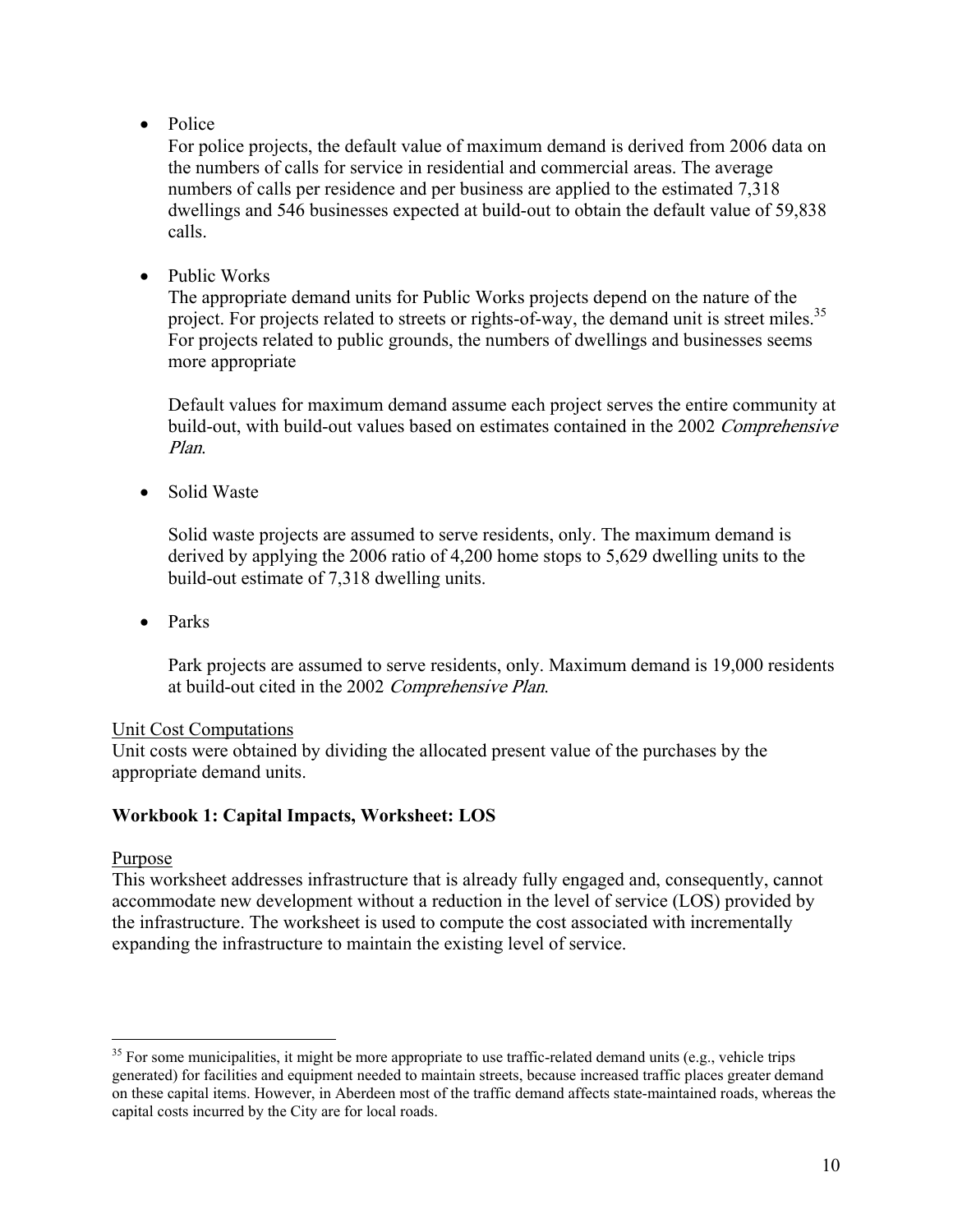- Police

  For police projects, the default value of maximum demand is derived from 2006 data on the numbers of calls for service in residential and commercial areas. The average numbers of calls per residence and per business are applied to the estimated 7,318 dwellings and 546 businesses expected at build-out to obtain the default value of 59,838 calls.

- Public Works

  The appropriate demand units for Public Works projects depend on the nature of the project. For projects related to streets or rights-of-way, the demand unit is street miles.[35] For projects related to public grounds, the numbers of dwellings and businesses seems more appropriate

  Default values for maximum demand assume each project serves the entire community at build-out, with build-out values based on estimates contained in the 2002 *Comprehensive Plan*.

- Solid Waste

  Solid waste projects are assumed to serve residents, only. The maximum demand is derived by applying the 2006 ratio of 4,200 home stops to 5,629 dwelling units to the build-out estimate of 7,318 dwelling units.

- Parks

  Park projects are assumed to serve residents, only. Maximum demand is 19,000 residents at build-out cited in the 2002 *Comprehensive Plan*.

Unit Cost Computations

Unit costs were obtained by dividing the allocated present value of the purchases by the appropriate demand units.

**Workbook 1: Capital Impacts, Worksheet: LOS**

Purpose

This worksheet addresses infrastructure that is already fully engaged and, consequently, cannot accommodate new development without a reduction in the level of service (LOS) provided by the infrastructure. The worksheet is used to compute the cost associated with incrementally expanding the infrastructure to maintain the existing level of service.

[35] For some municipalities, it might be more appropriate to use traffic-related demand units (e.g., vehicle trips generated) for facilities and equipment needed to maintain streets, because increased traffic places greater demand on these capital items. However, in Aberdeen most of the traffic demand affects state-maintained roads, whereas the capital costs incurred by the City are for local roads.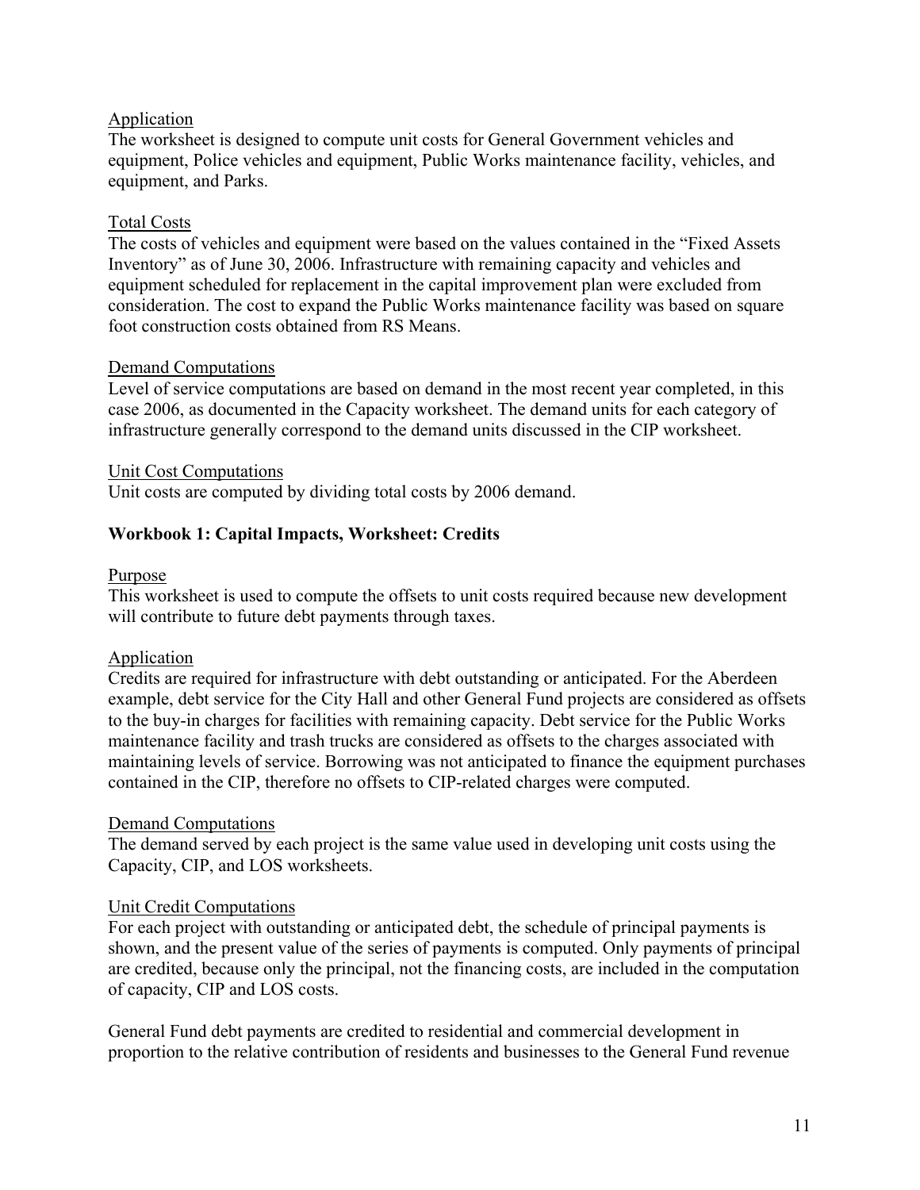Application

The worksheet is designed to compute unit costs for General Government vehicles and equipment, Police vehicles and equipment, Public Works maintenance facility, vehicles, and equipment, and Parks.

Total Costs

The costs of vehicles and equipment were based on the values contained in the "Fixed Assets Inventory" as of June 30, 2006. Infrastructure with remaining capacity and vehicles and equipment scheduled for replacement in the capital improvement plan were excluded from consideration. The cost to expand the Public Works maintenance facility was based on square foot construction costs obtained from RS Means.

Demand Computations

Level of service computations are based on demand in the most recent year completed, in this case 2006, as documented in the Capacity worksheet. The demand units for each category of infrastructure generally correspond to the demand units discussed in the CIP worksheet.

Unit Cost Computations

Unit costs are computed by dividing total costs by 2006 demand.

**Workbook 1: Capital Impacts, Worksheet: Credits**

Purpose

This worksheet is used to compute the offsets to unit costs required because new development will contribute to future debt payments through taxes.

Application

Credits are required for infrastructure with debt outstanding or anticipated. For the Aberdeen example, debt service for the City Hall and other General Fund projects are considered as offsets to the buy-in charges for facilities with remaining capacity. Debt service for the Public Works maintenance facility and trash trucks are considered as offsets to the charges associated with maintaining levels of service. Borrowing was not anticipated to finance the equipment purchases contained in the CIP, therefore no offsets to CIP-related charges were computed.

Demand Computations

The demand served by each project is the same value used in developing unit costs using the Capacity, CIP, and LOS worksheets.

Unit Credit Computations

For each project with outstanding or anticipated debt, the schedule of principal payments is shown, and the present value of the series of payments is computed. Only payments of principal are credited, because only the principal, not the financing costs, are included in the computation of capacity, CIP and LOS costs.

General Fund debt payments are credited to residential and commercial development in proportion to the relative contribution of residents and businesses to the General Fund revenue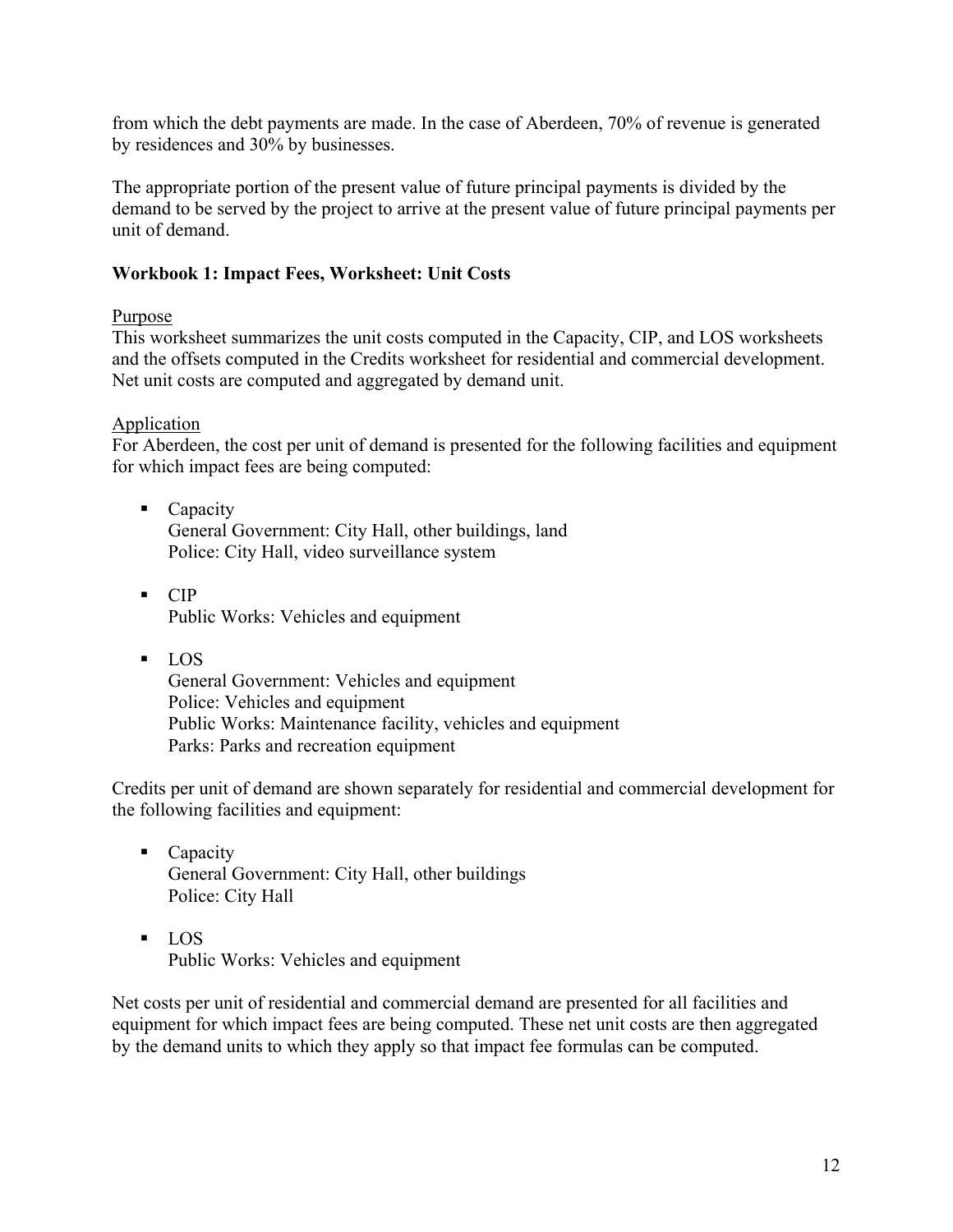from which the debt payments are made. In the case of Aberdeen, 70% of revenue is generated by residences and 30% by businesses.

The appropriate portion of the present value of future principal payments is divided by the demand to be served by the project to arrive at the present value of future principal payments per unit of demand.

**Workbook 1: Impact Fees, Worksheet: Unit Costs**

Purpose

This worksheet summarizes the unit costs computed in the Capacity, CIP, and LOS worksheets and the offsets computed in the Credits worksheet for residential and commercial development. Net unit costs are computed and aggregated by demand unit.

Application

For Aberdeen, the cost per unit of demand is presented for the following facilities and equipment for which impact fees are being computed:

- Capacity
  General Government: City Hall, other buildings, land
  Police: City Hall, video surveillance system
- CIP
  Public Works: Vehicles and equipment
- LOS
  General Government: Vehicles and equipment
  Police: Vehicles and equipment
  Public Works: Maintenance facility, vehicles and equipment
  Parks: Parks and recreation equipment

Credits per unit of demand are shown separately for residential and commercial development for the following facilities and equipment:

- Capacity
  General Government: City Hall, other buildings
  Police: City Hall
- LOS
  Public Works: Vehicles and equipment

Net costs per unit of residential and commercial demand are presented for all facilities and equipment for which impact fees are being computed. These net unit costs are then aggregated by the demand units to which they apply so that impact fee formulas can be computed.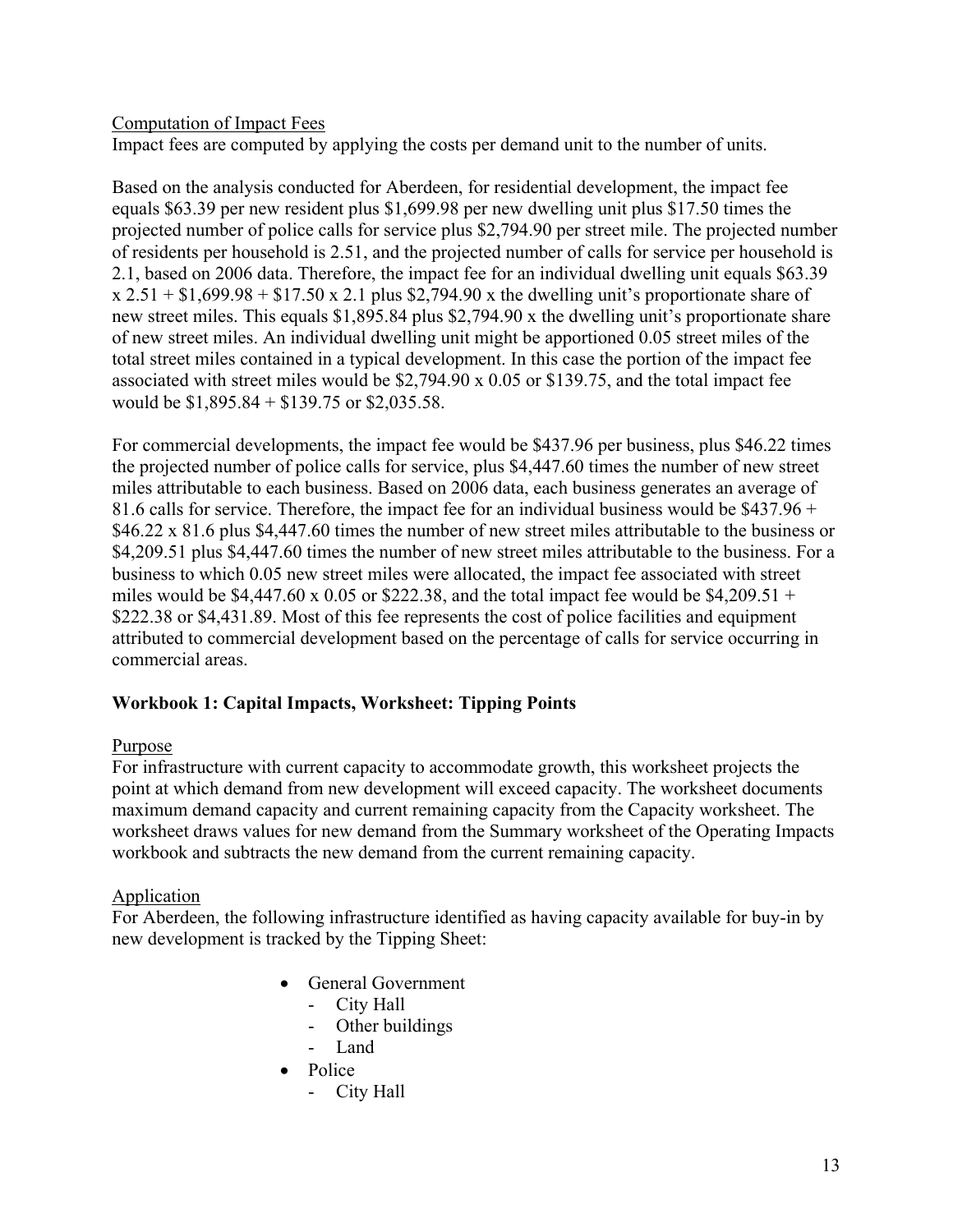Computation of Impact Fees

Impact fees are computed by applying the costs per demand unit to the number of units.

Based on the analysis conducted for Aberdeen, for residential development, the impact fee equals $63.39 per new resident plus $1,699.98 per new dwelling unit plus $17.50 times the projected number of police calls for service plus $2,794.90 per street mile. The projected number of residents per household is 2.51, and the projected number of calls for service per household is 2.1, based on 2006 data. Therefore, the impact fee for an individual dwelling unit equals $63.39 x 2.51 + $1,699.98 + $17.50 x 2.1 plus $2,794.90 x the dwelling unit's proportionate share of new street miles. This equals $1,895.84 plus $2,794.90 x the dwelling unit's proportionate share of new street miles. An individual dwelling unit might be apportioned 0.05 street miles of the total street miles contained in a typical development. In this case the portion of the impact fee associated with street miles would be $2,794.90 x 0.05 or $139.75, and the total impact fee would be $1,895.84 + $139.75 or $2,035.58.

For commercial developments, the impact fee would be $437.96 per business, plus $46.22 times the projected number of police calls for service, plus $4,447.60 times the number of new street miles attributable to each business. Based on 2006 data, each business generates an average of 81.6 calls for service. Therefore, the impact fee for an individual business would be $437.96 + $46.22 x 81.6 plus $4,447.60 times the number of new street miles attributable to the business or $4,209.51 plus $4,447.60 times the number of new street miles attributable to the business. For a business to which 0.05 new street miles were allocated, the impact fee associated with street miles would be $4,447.60 x 0.05 or $222.38, and the total impact fee would be $4,209.51 + $222.38 or $4,431.89. Most of this fee represents the cost of police facilities and equipment attributed to commercial development based on the percentage of calls for service occurring in commercial areas.

**Workbook 1: Capital Impacts, Worksheet: Tipping Points**

Purpose

For infrastructure with current capacity to accommodate growth, this worksheet projects the point at which demand from new development will exceed capacity. The worksheet documents maximum demand capacity and current remaining capacity from the Capacity worksheet. The worksheet draws values for new demand from the Summary worksheet of the Operating Impacts workbook and subtracts the new demand from the current remaining capacity.

Application

For Aberdeen, the following infrastructure identified as having capacity available for buy-in by new development is tracked by the Tipping Sheet:

- General Government
  - City Hall
  - Other buildings
  - Land
- Police
  - City Hall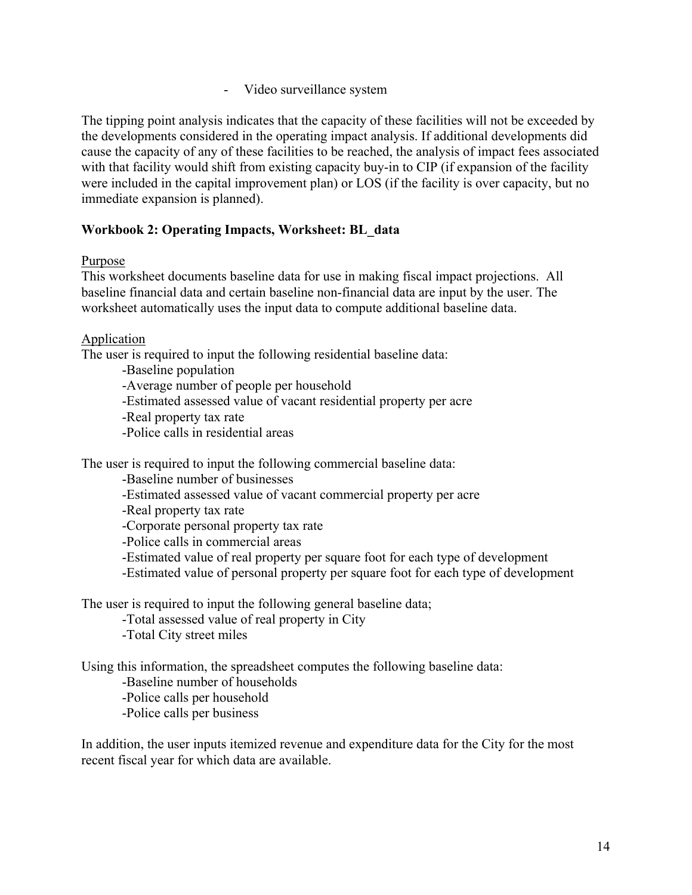- Video surveillance system

The tipping point analysis indicates that the capacity of these facilities will not be exceeded by the developments considered in the operating impact analysis. If additional developments did cause the capacity of any of these facilities to be reached, the analysis of impact fees associated with that facility would shift from existing capacity buy-in to CIP (if expansion of the facility were included in the capital improvement plan) or LOS (if the facility is over capacity, but no immediate expansion is planned).

**Workbook 2: Operating Impacts, Worksheet: BL_data**

Purpose

This worksheet documents baseline data for use in making fiscal impact projections. All baseline financial data and certain baseline non-financial data are input by the user. The worksheet automatically uses the input data to compute additional baseline data.

Application

The user is required to input the following residential baseline data:

-Baseline population
-Average number of people per household
-Estimated assessed value of vacant residential property per acre
-Real property tax rate
-Police calls in residential areas

The user is required to input the following commercial baseline data:

-Baseline number of businesses
-Estimated assessed value of vacant commercial property per acre
-Real property tax rate
-Corporate personal property tax rate
-Police calls in commercial areas
-Estimated value of real property per square foot for each type of development
-Estimated value of personal property per square foot for each type of development

The user is required to input the following general baseline data;

-Total assessed value of real property in City
-Total City street miles

Using this information, the spreadsheet computes the following baseline data:

-Baseline number of households
-Police calls per household
-Police calls per business

In addition, the user inputs itemized revenue and expenditure data for the City for the most recent fiscal year for which data are available.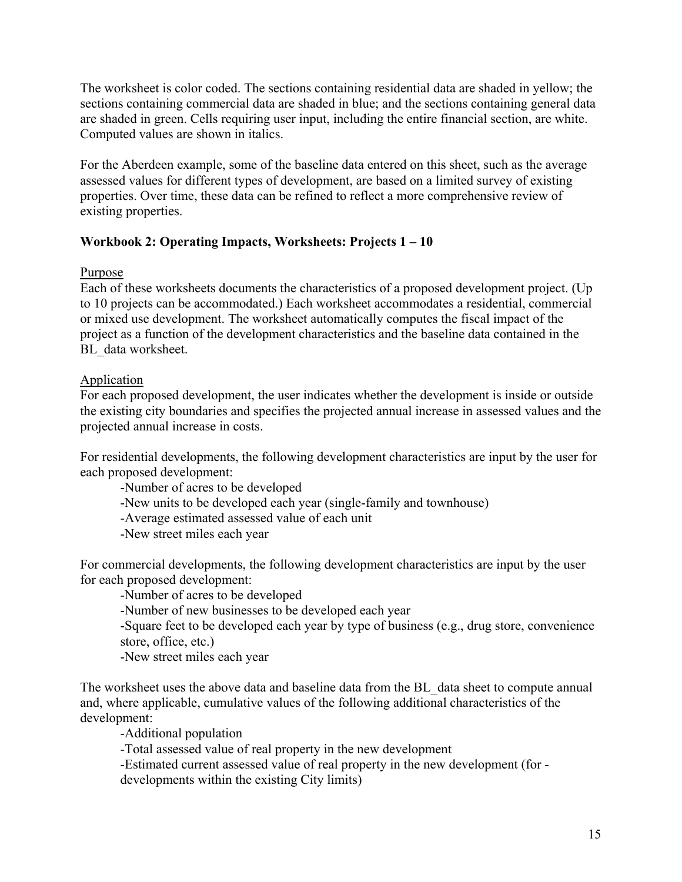The worksheet is color coded. The sections containing residential data are shaded in yellow; the sections containing commercial data are shaded in blue; and the sections containing general data are shaded in green. Cells requiring user input, including the entire financial section, are white. Computed values are shown in italics.

For the Aberdeen example, some of the baseline data entered on this sheet, such as the average assessed values for different types of development, are based on a limited survey of existing properties. Over time, these data can be refined to reflect a more comprehensive review of existing properties.

**Workbook 2: Operating Impacts, Worksheets: Projects 1 – 10**

Purpose

Each of these worksheets documents the characteristics of a proposed development project. (Up to 10 projects can be accommodated.) Each worksheet accommodates a residential, commercial or mixed use development. The worksheet automatically computes the fiscal impact of the project as a function of the development characteristics and the baseline data contained in the BL_data worksheet.

Application

For each proposed development, the user indicates whether the development is inside or outside the existing city boundaries and specifies the projected annual increase in assessed values and the projected annual increase in costs.

For residential developments, the following development characteristics are input by the user for each proposed development:

- -Number of acres to be developed
- -New units to be developed each year (single-family and townhouse)
- -Average estimated assessed value of each unit
- -New street miles each year

For commercial developments, the following development characteristics are input by the user for each proposed development:

- -Number of acres to be developed
- -Number of new businesses to be developed each year
- -Square feet to be developed each year by type of business (e.g., drug store, convenience store, office, etc.)
- -New street miles each year

The worksheet uses the above data and baseline data from the BL_data sheet to compute annual and, where applicable, cumulative values of the following additional characteristics of the development:

- -Additional population
- -Total assessed value of real property in the new development
- -Estimated current assessed value of real property in the new development (for - developments within the existing City limits)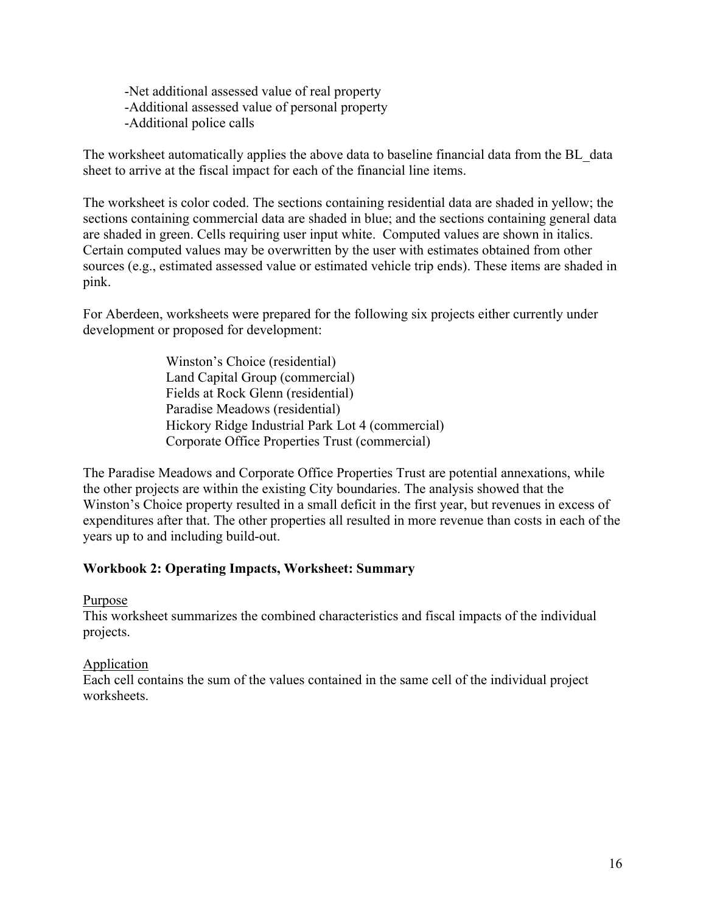- Net additional assessed value of real property
- Additional assessed value of personal property
- Additional police calls

The worksheet automatically applies the above data to baseline financial data from the BL_data sheet to arrive at the fiscal impact for each of the financial line items.

The worksheet is color coded. The sections containing residential data are shaded in yellow; the sections containing commercial data are shaded in blue; and the sections containing general data are shaded in green. Cells requiring user input white. Computed values are shown in italics. Certain computed values may be overwritten by the user with estimates obtained from other sources (e.g., estimated assessed value or estimated vehicle trip ends). These items are shaded in pink.

For Aberdeen, worksheets were prepared for the following six projects either currently under development or proposed for development:

Winston's Choice (residential)
Land Capital Group (commercial)
Fields at Rock Glenn (residential)
Paradise Meadows (residential)
Hickory Ridge Industrial Park Lot 4 (commercial)
Corporate Office Properties Trust (commercial)

The Paradise Meadows and Corporate Office Properties Trust are potential annexations, while the other projects are within the existing City boundaries. The analysis showed that the Winston's Choice property resulted in a small deficit in the first year, but revenues in excess of expenditures after that. The other properties all resulted in more revenue than costs in each of the years up to and including build-out.

**Workbook 2: Operating Impacts, Worksheet: Summary**

Purpose

This worksheet summarizes the combined characteristics and fiscal impacts of the individual projects.

Application

Each cell contains the sum of the values contained in the same cell of the individual project worksheets.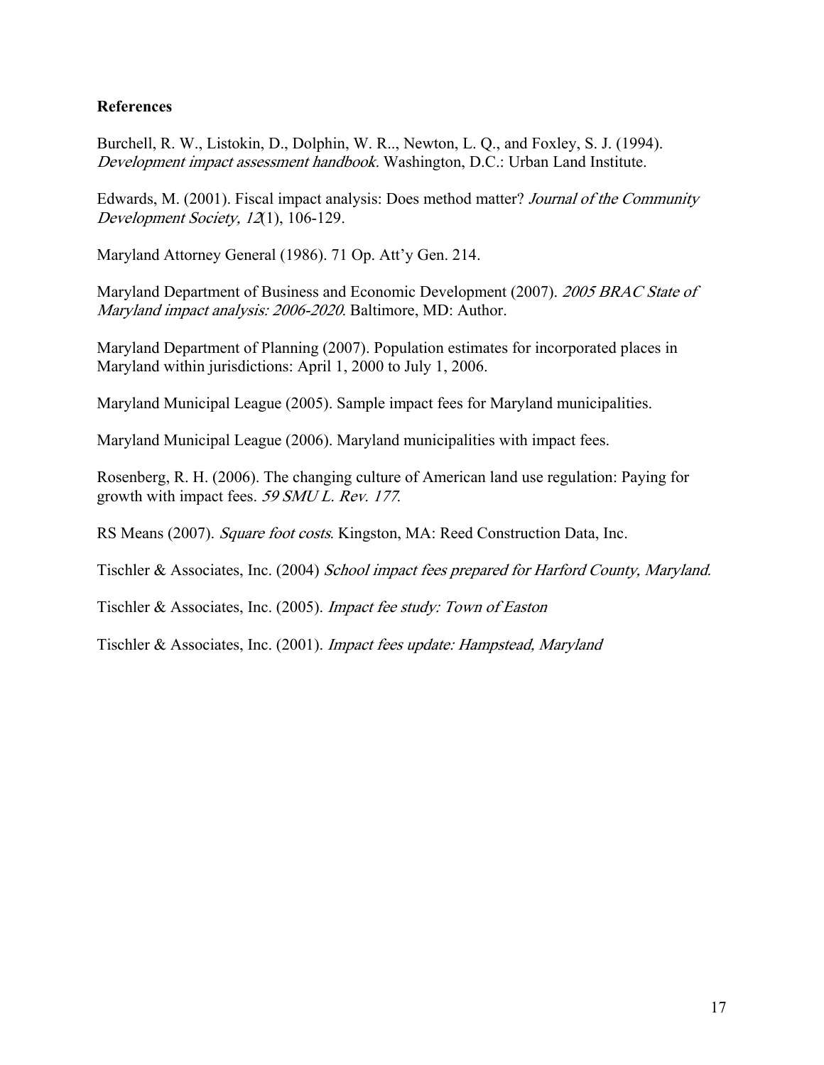**References**

Burchell, R. W., Listokin, D., Dolphin, W. R.., Newton, L. Q., and Foxley, S. J. (1994). *Development impact assessment handbook*. Washington, D.C.: Urban Land Institute.

Edwards, M. (2001). Fiscal impact analysis: Does method matter? *Journal of the Community Development Society, 12*(1), 106-129.

Maryland Attorney General (1986). 71 Op. Att'y Gen. 214.

Maryland Department of Business and Economic Development (2007). *2005 BRAC State of Maryland impact analysis: 2006-2020*. Baltimore, MD: Author.

Maryland Department of Planning (2007). Population estimates for incorporated places in Maryland within jurisdictions: April 1, 2000 to July 1, 2006.

Maryland Municipal League (2005). Sample impact fees for Maryland municipalities.

Maryland Municipal League (2006). Maryland municipalities with impact fees.

Rosenberg, R. H. (2006). The changing culture of American land use regulation: Paying for growth with impact fees. *59 SMU L. Rev. 177*.

RS Means (2007). *Square foot costs*. Kingston, MA: Reed Construction Data, Inc.

Tischler & Associates, Inc. (2004) *School impact fees prepared for Harford County, Maryland.*

Tischler & Associates, Inc. (2005). *Impact fee study: Town of Easton*

Tischler & Associates, Inc. (2001). *Impact fees update: Hampstead, Maryland*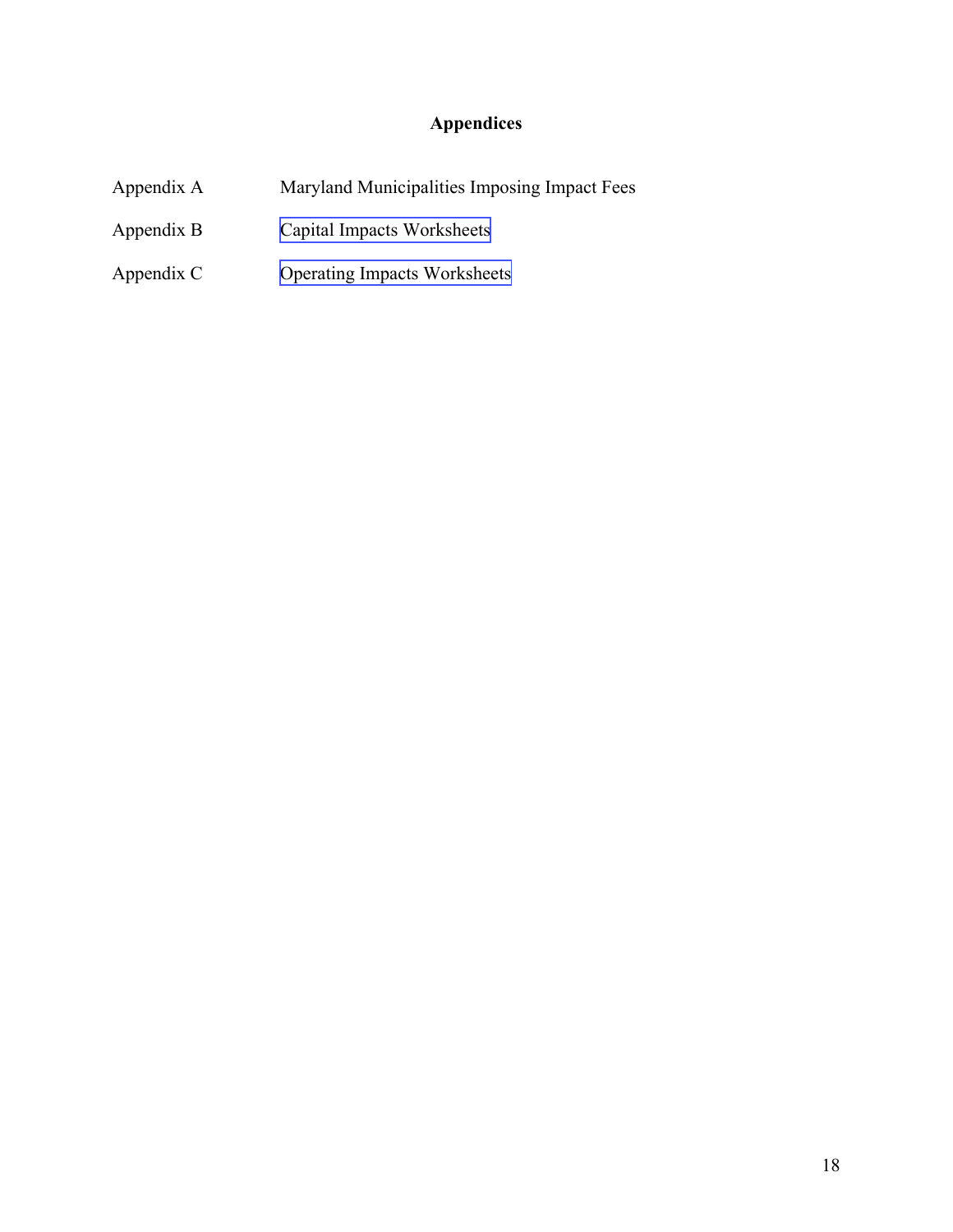# Appendices

| | |
|---|---|
| Appendix A | Maryland Municipalities Imposing Impact Fees |
| Appendix B | Capital Impacts Worksheets |
| Appendix C | Operating Impacts Worksheets |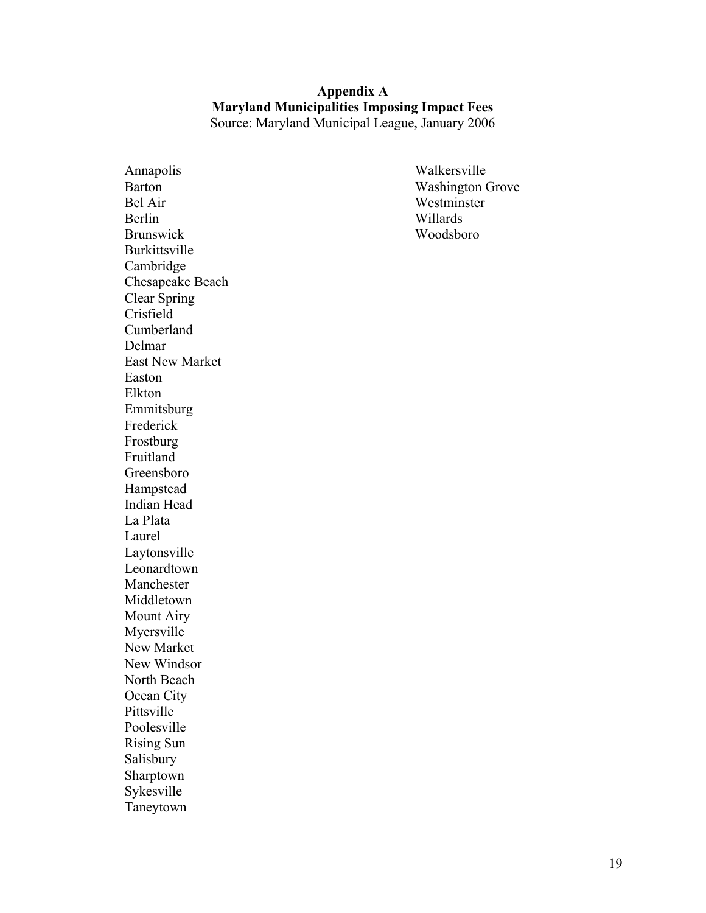**Appendix A**
**Maryland Municipalities Imposing Impact Fees**
Source: Maryland Municipal League, January 2006

Annapolis
Barton
Bel Air
Berlin
Brunswick
Burkittsville
Cambridge
Chesapeake Beach
Clear Spring
Crisfield
Cumberland
Delmar
East New Market
Easton
Elkton
Emmitsburg
Frederick
Frostburg
Fruitland
Greensboro
Hampstead
Indian Head
La Plata
Laurel
Laytonsville
Leonardtown
Manchester
Middletown
Mount Airy
Myersville
New Market
New Windsor
North Beach
Ocean City
Pittsville
Poolesville
Rising Sun
Salisbury
Sharptown
Sykesville
Taneytown
Walkersville
Washington Grove
Westminster
Willards
Woodsboro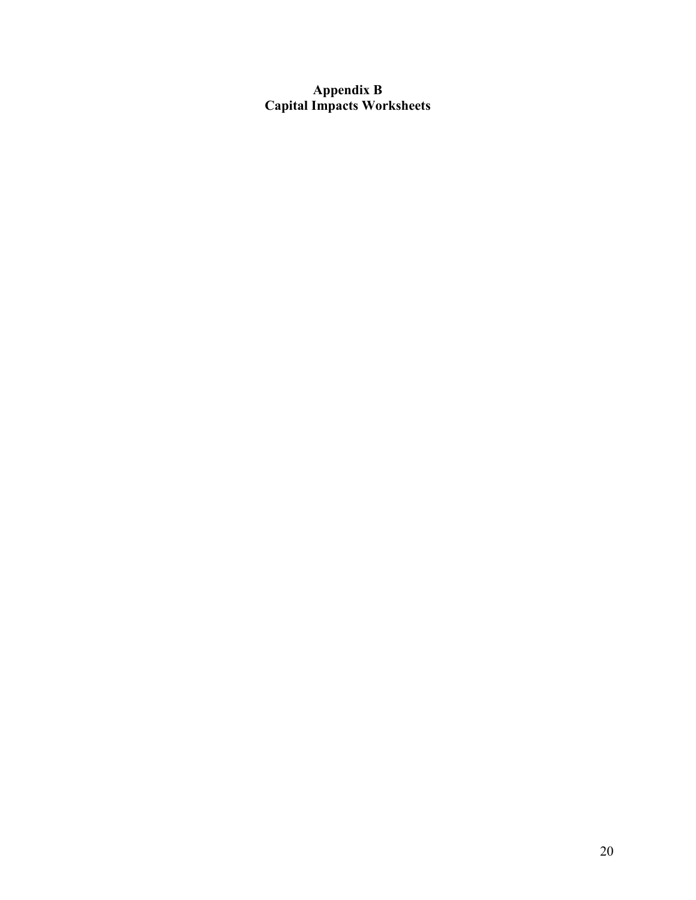# Appendix B
# Capital Impacts Worksheets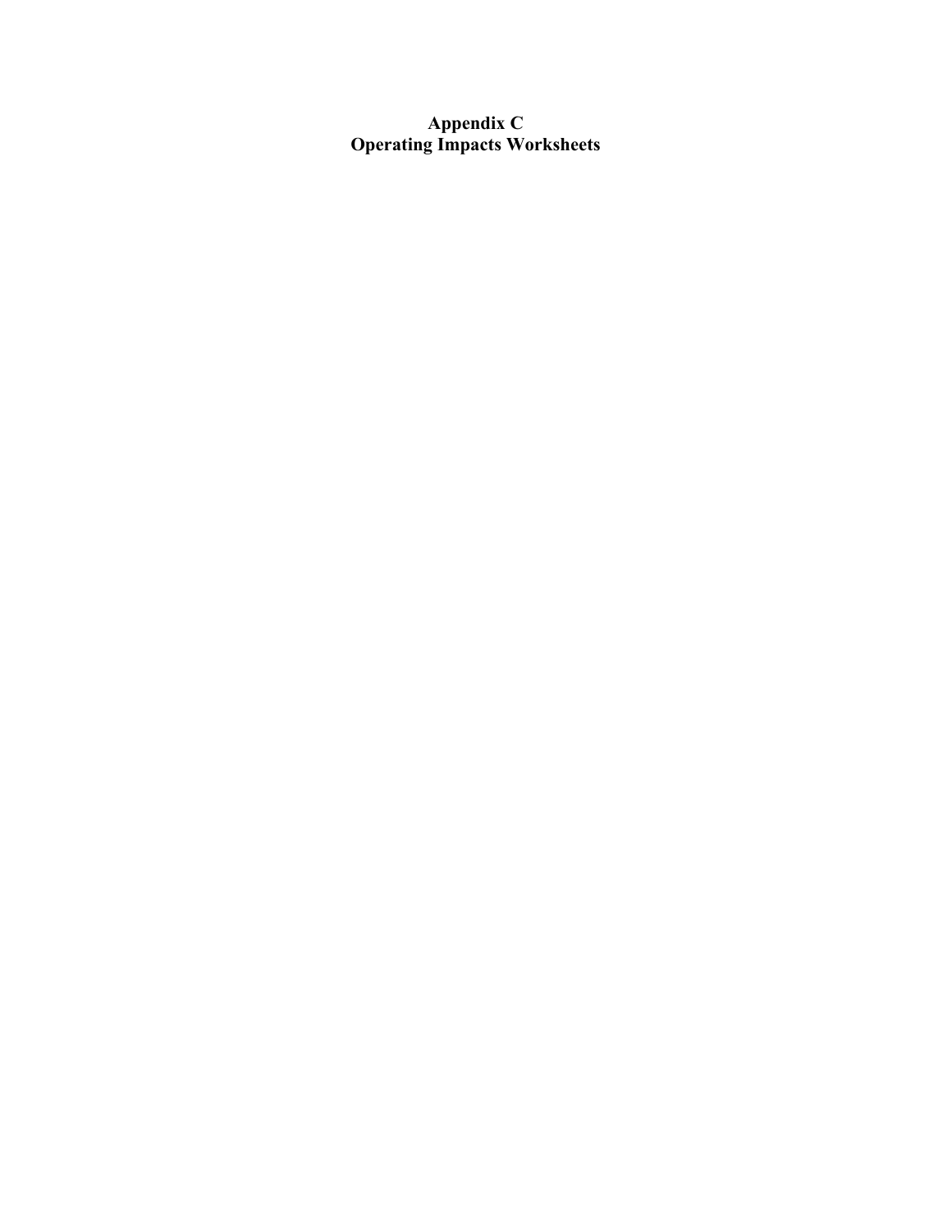# Appendix C
# Operating Impacts Worksheets